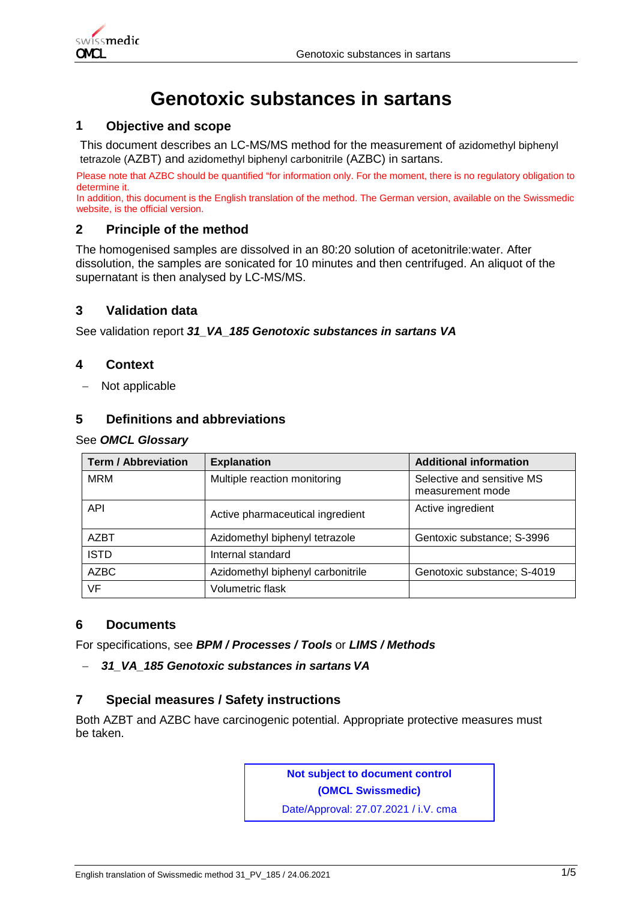# Genotoxic substances in sartans

## 1 Objective and scope

This document describes an LC-MS/MS method for the measurement of azidomethyl biphenyl tetrazole (AZBT) and azidomethyl biphenyl carbonitrile (AZBC) in sartans.

Please note that AZBC should be quantified "for information only. For the moment, there is no regulatory obligation to determine it.
In addition, this document is the English translation of the method. The German version, available on the Swissmedic website, is the official version.

## 2 Principle of the method

The homogenised samples are dissolved in an 80:20 solution of acetonitrile:water. After dissolution, the samples are sonicated for 10 minutes and then centrifuged. An aliquot of the supernatant is then analysed by LC-MS/MS.

## 3 Validation data

See validation report ***31_VA_185 Genotoxic substances in sartans VA***

## 4 Context

- Not applicable

## 5 Definitions and abbreviations

See ***OMCL Glossary***

| Term / Abbreviation | Explanation | Additional information |
|---|---|---|
| MRM | Multiple reaction monitoring | Selective and sensitive MS measurement mode |
| API | Active pharmaceutical ingredient | Active ingredient |
| AZBT | Azidomethyl biphenyl tetrazole | Gentoxic substance; S-3996 |
| ISTD | Internal standard | |
| AZBC | Azidomethyl biphenyl carbonitrile | Genotoxic substance; S-4019 |
| VF | Volumetric flask | |

## 6 Documents

For specifications, see ***BPM / Processes / Tools*** or ***LIMS / Methods***

- ***31_VA_185 Genotoxic substances in sartans VA***

## 7 Special measures / Safety instructions

Both AZBT and AZBC have carcinogenic potential. Appropriate protective measures must be taken.

**Not subject to document control**
**(OMCL Swissmedic)**
Date/Approval: 27.07.2021 / i.V. cma

English translation of Swissmedic method 31_PV_185 / 24.06.2021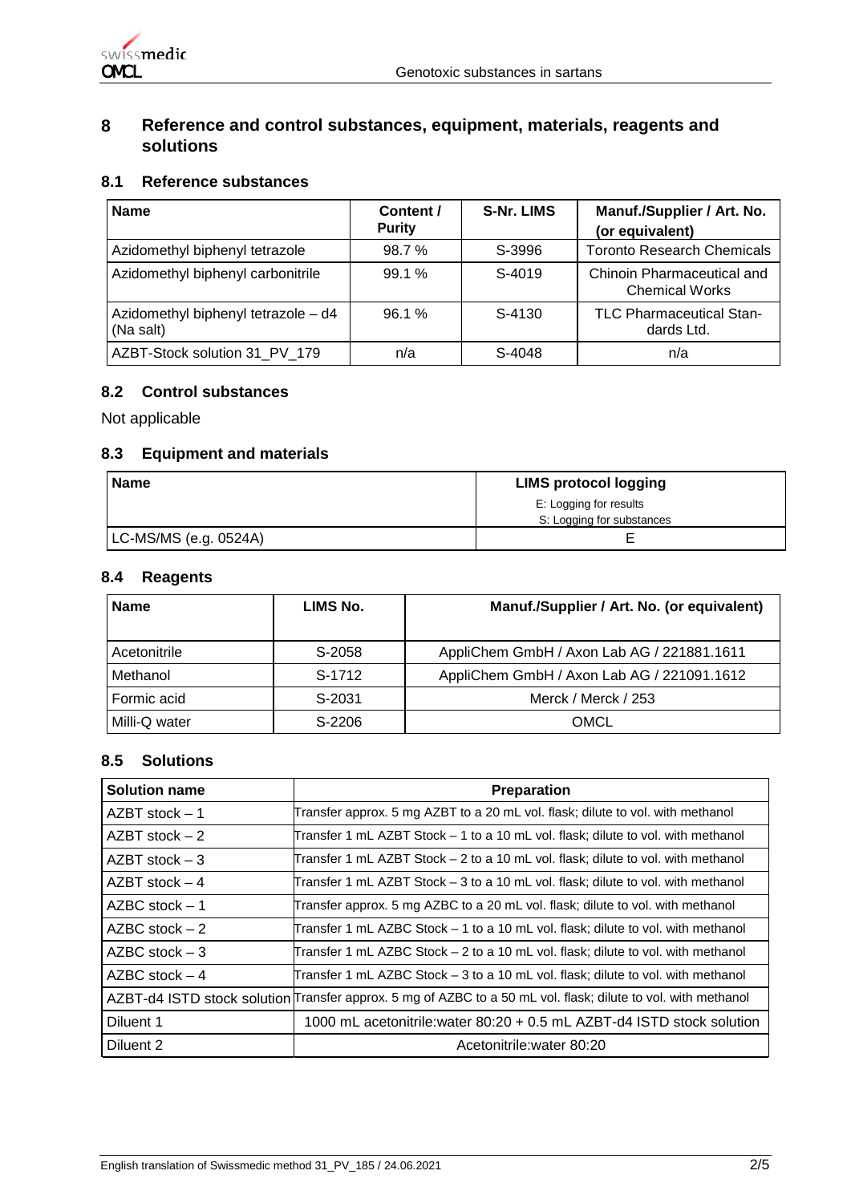## 8 Reference and control substances, equipment, materials, reagents and solutions

### 8.1 Reference substances

| Name | Content / Purity | S-Nr. LIMS | Manuf./Supplier / Art. No. (or equivalent) |
|---|---|---|---|
| Azidomethyl biphenyl tetrazole | 98.7 % | S-3996 | Toronto Research Chemicals |
| Azidomethyl biphenyl carbonitrile | 99.1 % | S-4019 | Chinoin Pharmaceutical and Chemical Works |
| Azidomethyl biphenyl tetrazole – d4 (Na salt) | 96.1 % | S-4130 | TLC Pharmaceutical Standards Ltd. |
| AZBT-Stock solution 31_PV_179 | n/a | S-4048 | n/a |

### 8.2 Control substances

Not applicable

### 8.3 Equipment and materials

| Name | LIMS protocol logging<br>E: Logging for results<br>S: Logging for substances |
|---|---|
| LC-MS/MS (e.g. 0524A) | E |

### 8.4 Reagents

| Name | LIMS No. | Manuf./Supplier / Art. No. (or equivalent) |
|---|---|---|
| Acetonitrile | S-2058 | AppliChem GmbH / Axon Lab AG / 221881.1611 |
| Methanol | S-1712 | AppliChem GmbH / Axon Lab AG / 221091.1612 |
| Formic acid | S-2031 | Merck / Merck / 253 |
| Milli-Q water | S-2206 | OMCL |

### 8.5 Solutions

| Solution name | Preparation |
|---|---|
| AZBT stock – 1 | Transfer approx. 5 mg AZBT to a 20 mL vol. flask; dilute to vol. with methanol |
| AZBT stock – 2 | Transfer 1 mL AZBT Stock – 1 to a 10 mL vol. flask; dilute to vol. with methanol |
| AZBT stock – 3 | Transfer 1 mL AZBT Stock – 2 to a 10 mL vol. flask; dilute to vol. with methanol |
| AZBT stock – 4 | Transfer 1 mL AZBT Stock – 3 to a 10 mL vol. flask; dilute to vol. with methanol |
| AZBC stock – 1 | Transfer approx. 5 mg AZBC to a 20 mL vol. flask; dilute to vol. with methanol |
| AZBC stock – 2 | Transfer 1 mL AZBC Stock – 1 to a 10 mL vol. flask; dilute to vol. with methanol |
| AZBC stock – 3 | Transfer 1 mL AZBC Stock – 2 to a 10 mL vol. flask; dilute to vol. with methanol |
| AZBC stock – 4 | Transfer 1 mL AZBC Stock – 3 to a 10 mL vol. flask; dilute to vol. with methanol |
| AZBT-d4 ISTD stock solution | Transfer approx. 5 mg of AZBC to a 50 mL vol. flask; dilute to vol. with methanol |
| Diluent 1 | 1000 mL acetonitrile:water 80:20 + 0.5 mL AZBT-d4 ISTD stock solution |
| Diluent 2 | Acetonitrile:water 80:20 |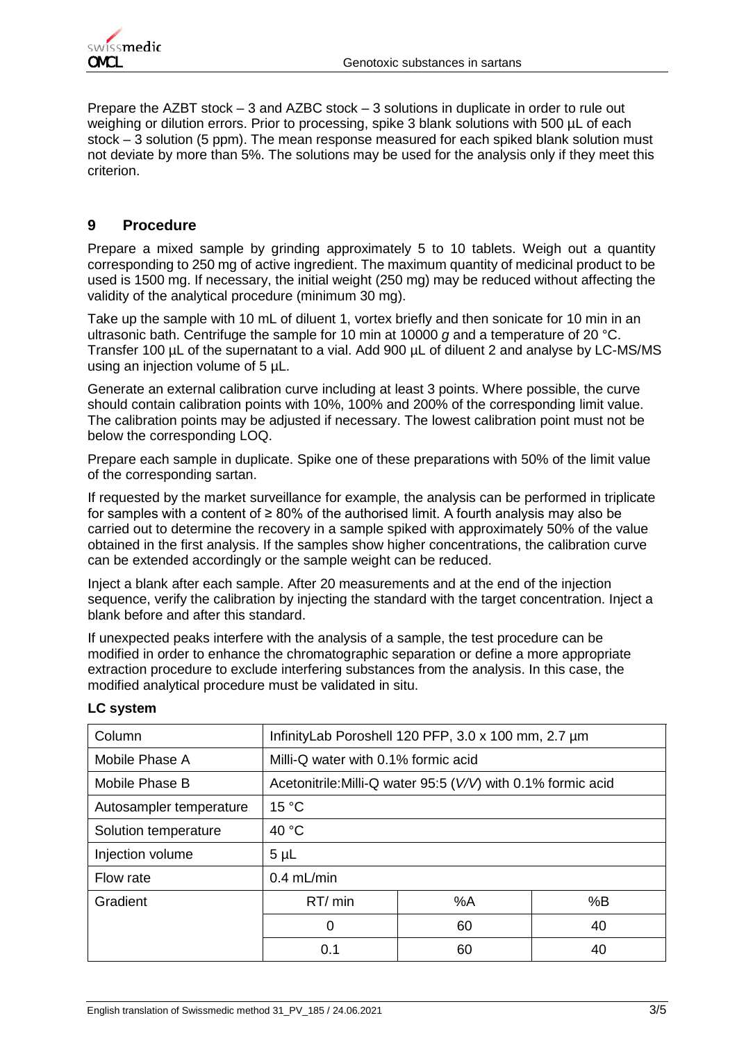Prepare the AZBT stock – 3 and AZBC stock – 3 solutions in duplicate in order to rule out weighing or dilution errors. Prior to processing, spike 3 blank solutions with 500 µL of each stock – 3 solution (5 ppm). The mean response measured for each spiked blank solution must not deviate by more than 5%. The solutions may be used for the analysis only if they meet this criterion.

## 9 Procedure

Prepare a mixed sample by grinding approximately 5 to 10 tablets. Weigh out a quantity corresponding to 250 mg of active ingredient. The maximum quantity of medicinal product to be used is 1500 mg. If necessary, the initial weight (250 mg) may be reduced without affecting the validity of the analytical procedure (minimum 30 mg).

Take up the sample with 10 mL of diluent 1, vortex briefly and then sonicate for 10 min in an ultrasonic bath. Centrifuge the sample for 10 min at 10000 *g* and a temperature of 20 °C. Transfer 100 µL of the supernatant to a vial. Add 900 µL of diluent 2 and analyse by LC-MS/MS using an injection volume of 5 µL.

Generate an external calibration curve including at least 3 points. Where possible, the curve should contain calibration points with 10%, 100% and 200% of the corresponding limit value. The calibration points may be adjusted if necessary. The lowest calibration point must not be below the corresponding LOQ.

Prepare each sample in duplicate. Spike one of these preparations with 50% of the limit value of the corresponding sartan.

If requested by the market surveillance for example, the analysis can be performed in triplicate for samples with a content of ≥ 80% of the authorised limit. A fourth analysis may also be carried out to determine the recovery in a sample spiked with approximately 50% of the value obtained in the first analysis. If the samples show higher concentrations, the calibration curve can be extended accordingly or the sample weight can be reduced.

Inject a blank after each sample. After 20 measurements and at the end of the injection sequence, verify the calibration by injecting the standard with the target concentration. Inject a blank before and after this standard.

If unexpected peaks interfere with the analysis of a sample, the test procedure can be modified in order to enhance the chromatographic separation or define a more appropriate extraction procedure to exclude interfering substances from the analysis. In this case, the modified analytical procedure must be validated in situ.

**LC system**

| Column | InfinityLab Poroshell 120 PFP, 3.0 x 100 mm, 2.7 µm | | |
|---|---|---|---|
| Mobile Phase A | Milli-Q water with 0.1% formic acid | | |
| Mobile Phase B | Acetonitrile:Milli-Q water 95:5 (*V/V*) with 0.1% formic acid | | |
| Autosampler temperature | 15 °C | | |
| Solution temperature | 40 °C | | |
| Injection volume | 5 µL | | |
| Flow rate | 0.4 mL/min | | |
| Gradient | RT/ min | %A | %B |
| | 0 | 60 | 40 |
| | 0.1 | 60 | 40 |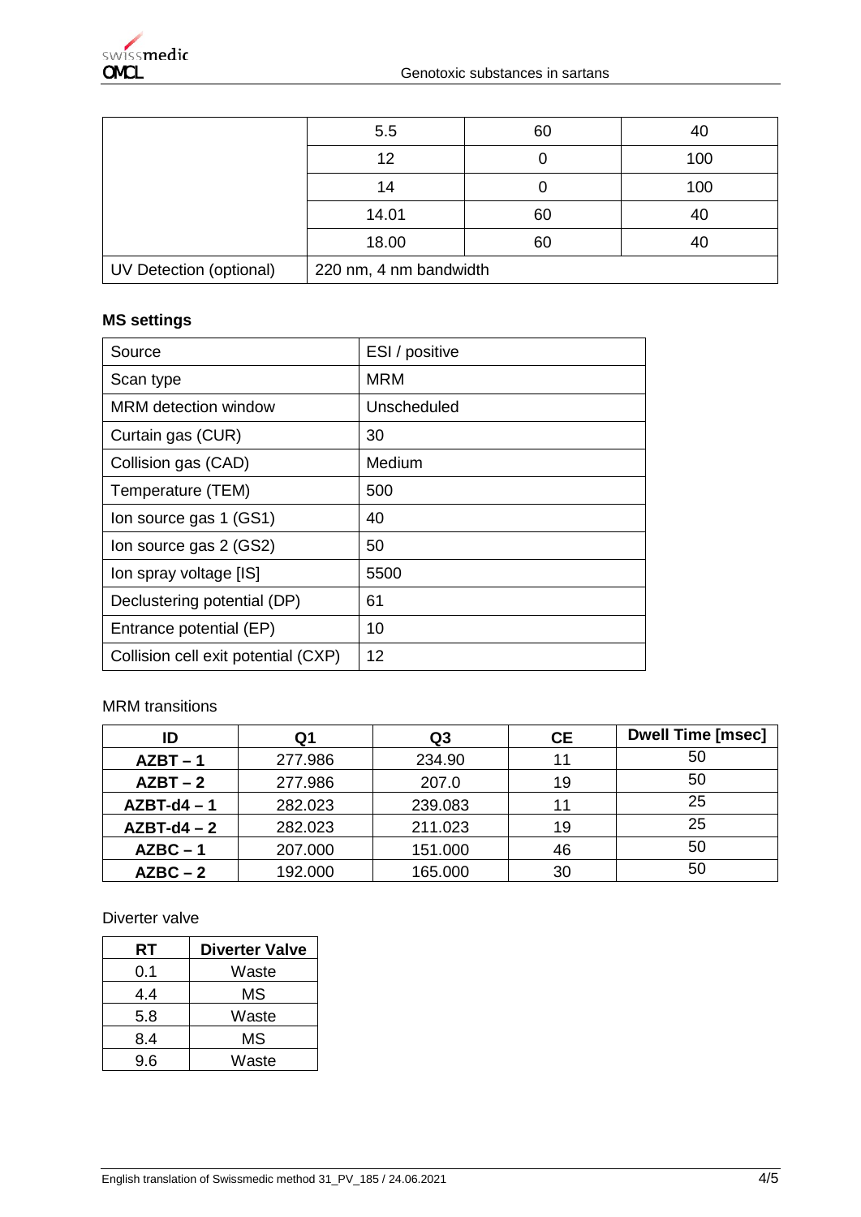| | | | |
|---|---|---|---|
| | 5.5 | 60 | 40 |
| | 12 | 0 | 100 |
| | 14 | 0 | 100 |
| | 14.01 | 60 | 40 |
| | 18.00 | 60 | 40 |
| UV Detection (optional) | 220 nm, 4 nm bandwidth | | |

**MS settings**

| | |
|---|---|
| Source | ESI / positive |
| Scan type | MRM |
| MRM detection window | Unscheduled |
| Curtain gas (CUR) | 30 |
| Collision gas (CAD) | Medium |
| Temperature (TEM) | 500 |
| Ion source gas 1 (GS1) | 40 |
| Ion source gas 2 (GS2) | 50 |
| Ion spray voltage [IS] | 5500 |
| Declustering potential (DP) | 61 |
| Entrance potential (EP) | 10 |
| Collision cell exit potential (CXP) | 12 |

MRM transitions

| ID | Q1 | Q3 | CE | Dwell Time [msec] |
|---|---|---|---|---|
| **AZBT – 1** | 277.986 | 234.90 | 11 | 50 |
| **AZBT – 2** | 277.986 | 207.0 | 19 | 50 |
| **AZBT-d4 – 1** | 282.023 | 239.083 | 11 | 25 |
| **AZBT-d4 – 2** | 282.023 | 211.023 | 19 | 25 |
| **AZBC – 1** | 207.000 | 151.000 | 46 | 50 |
| **AZBC – 2** | 192.000 | 165.000 | 30 | 50 |

Diverter valve

| RT | Diverter Valve |
|---|---|
| 0.1 | Waste |
| 4.4 | MS |
| 5.8 | Waste |
| 8.4 | MS |
| 9.6 | Waste |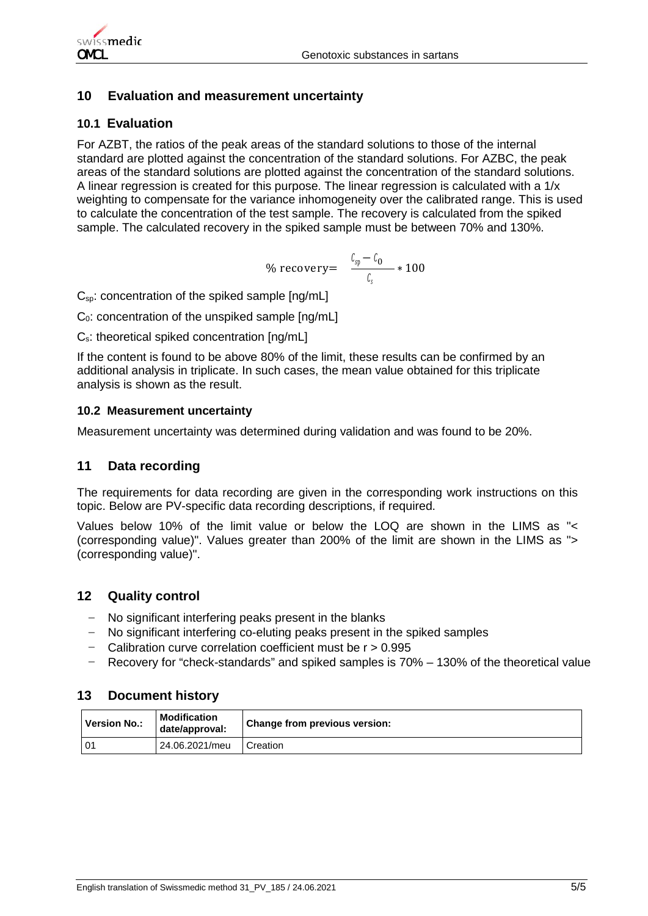## 10 Evaluation and measurement uncertainty

### 10.1 Evaluation

For AZBT, the ratios of the peak areas of the standard solutions to those of the internal standard are plotted against the concentration of the standard solutions. For AZBC, the peak areas of the standard solutions are plotted against the concentration of the standard solutions. A linear regression is created for this purpose. The linear regression is calculated with a 1/x weighting to compensate for the variance inhomogeneity over the calibrated range. This is used to calculate the concentration of the test sample. The recovery is calculated from the spiked sample. The calculated recovery in the spiked sample must be between 70% and 130%.

$$\%\ \text{recovery} = \frac{C_{sp} - C_0}{C_s} * 100$$

$C_{sp}$: concentration of the spiked sample [ng/mL]

$C_0$: concentration of the unspiked sample [ng/mL]

$C_s$: theoretical spiked concentration [ng/mL]

If the content is found to be above 80% of the limit, these results can be confirmed by an additional analysis in triplicate. In such cases, the mean value obtained for this triplicate analysis is shown as the result.

### 10.2 Measurement uncertainty

Measurement uncertainty was determined during validation and was found to be 20%.

## 11 Data recording

The requirements for data recording are given in the corresponding work instructions on this topic. Below are PV-specific data recording descriptions, if required.

Values below 10% of the limit value or below the LOQ are shown in the LIMS as "< (corresponding value)". Values greater than 200% of the limit are shown in the LIMS as "> (corresponding value)".

## 12 Quality control

- No significant interfering peaks present in the blanks
- No significant interfering co-eluting peaks present in the spiked samples
- Calibration curve correlation coefficient must be $r > 0.995$
- Recovery for "check-standards" and spiked samples is 70% – 130% of the theoretical value

## 13 Document history

| Version No.: | Modification date/approval: | Change from previous version: |
|---|---|---|
| 01 | 24.06.2021/meu | Creation |